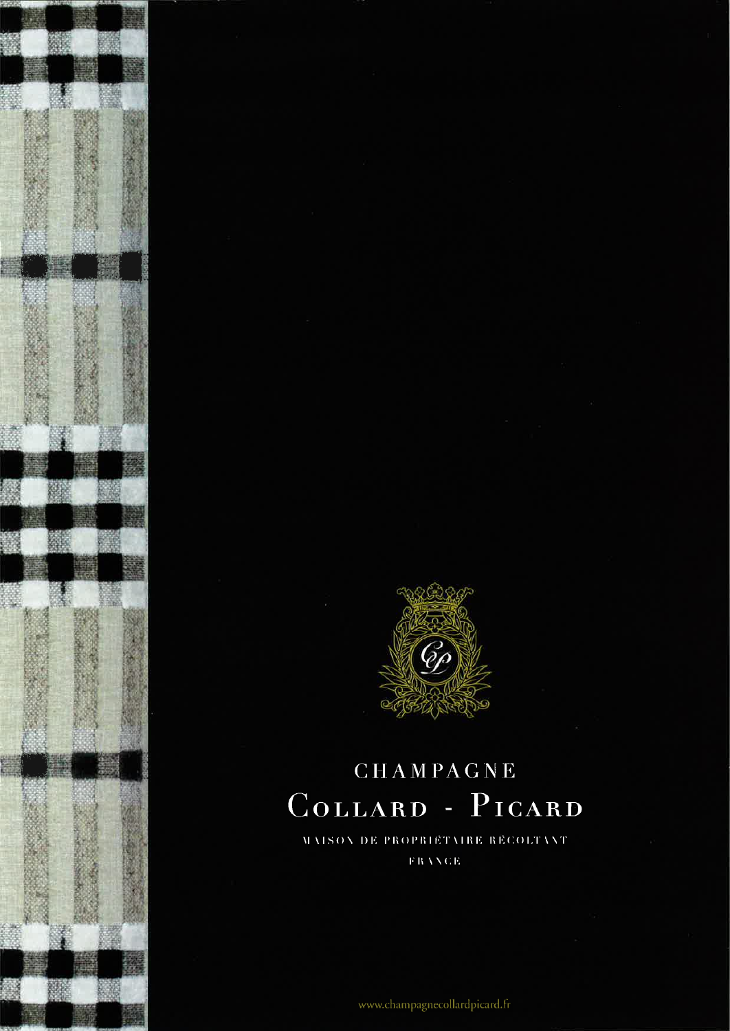# CHAMPAGNE
# Collard - Picard

MAISON DE PROPRIÉTAIRE RÉCOLTANT

FRANCE

www.champagnecollardpicard.fr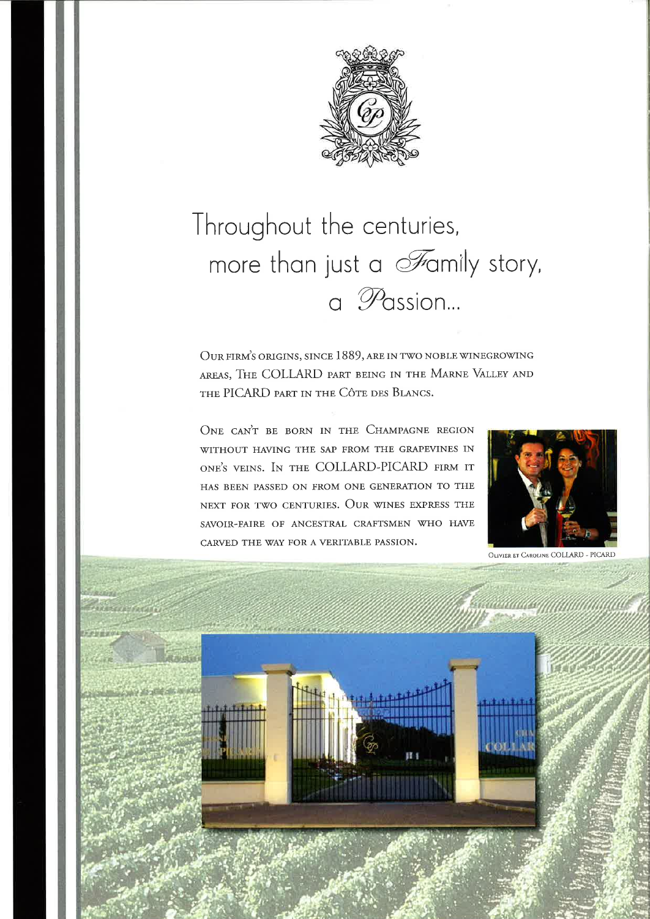# Throughout the centuries, more than just a Family story, a Passion...

Our firm's origins, since 1889, are in two noble winegrowing areas, The COLLARD part being in the Marne Valley and the PICARD part in the Côte des Blancs.

One can't be born in the Champagne region without having the sap from the grapevines in one's veins. In the COLLARD-PICARD firm it has been passed on from one generation to the next for two centuries. Our wines express the savoir-faire of ancestral craftsmen who have carved the way for a veritable passion.

Olivier et Caroline COLLARD - PICARD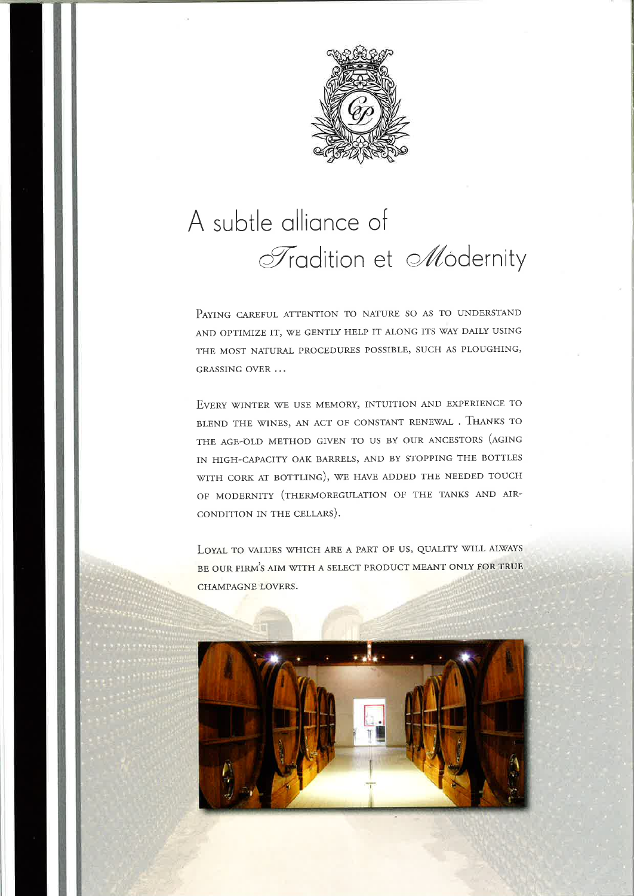# A subtle alliance of *Tradition* et *Modernity*

Paying careful attention to nature so as to understand and optimize it, we gently help it along its way daily using the most natural procedures possible, such as ploughing, grassing over ...

Every winter we use memory, intuition and experience to blend the wines, an act of constant renewal . Thanks to the age-old method given to us by our ancestors (aging in high-capacity oak barrels, and by stopping the bottles with cork at bottling), we have added the needed touch of modernity (thermoregulation of the tanks and air-condition in the cellars).

Loyal to values which are a part of us, quality will always be our firm's aim with a select product meant only for true champagne lovers.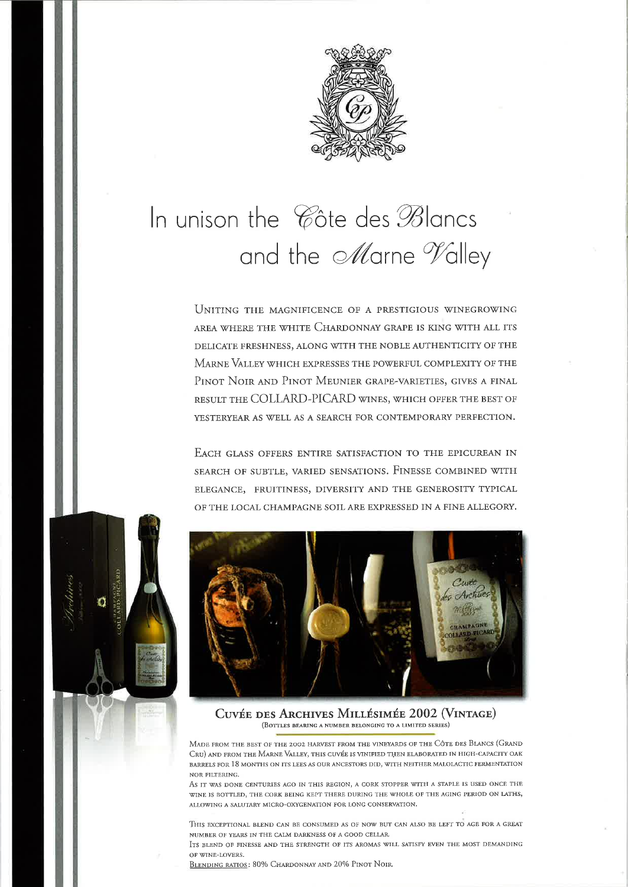# In unison the Côte des Blancs and the Marne Valley

Uniting the magnificence of a prestigious winegrowing area where the white Chardonnay grape is king with all its delicate freshness, along with the noble authenticity of the Marne Valley which expresses the powerful complexity of the Pinot Noir and Pinot Meunier grape-varieties, gives a final result the COLLARD-PICARD wines, which offer the best of yesteryear as well as a search for contemporary perfection.

Each glass offers entire satisfaction to the epicurean in search of subtle, varied sensations. Finesse combined with elegance, fruitiness, diversity and the generosity typical of the local Champagne soil are expressed in a fine allegory.

## Cuvée des Archives Millésimée 2002 (Vintage)

(Bottles bearing a number belonging to a limited series)

Made from the best of the 2002 harvest from the vineyards of the Côte des Blancs (Grand Cru) and from the Marne Valley, this cuvée is vinified then elaborated in high-capacity oak barrels for 18 months on its lees as our ancestors did, with neither malolactic fermentation nor filtering.

As it was done centuries ago in this region, a cork stopper with a staple is used once the wine is bottled, the cork being kept there during the whole of the aging period on laths, allowing a salutary micro-oxygenation for long conservation.

This exceptional blend can be consumed as of now but can also be left to age for a great number of years in the calm darkness of a good cellar.

Its blend of finesse and the strength of its aromas will satisfy even the most demanding of wine-lovers.

Blending ratios: 80% Chardonnay and 20% Pinot Noir.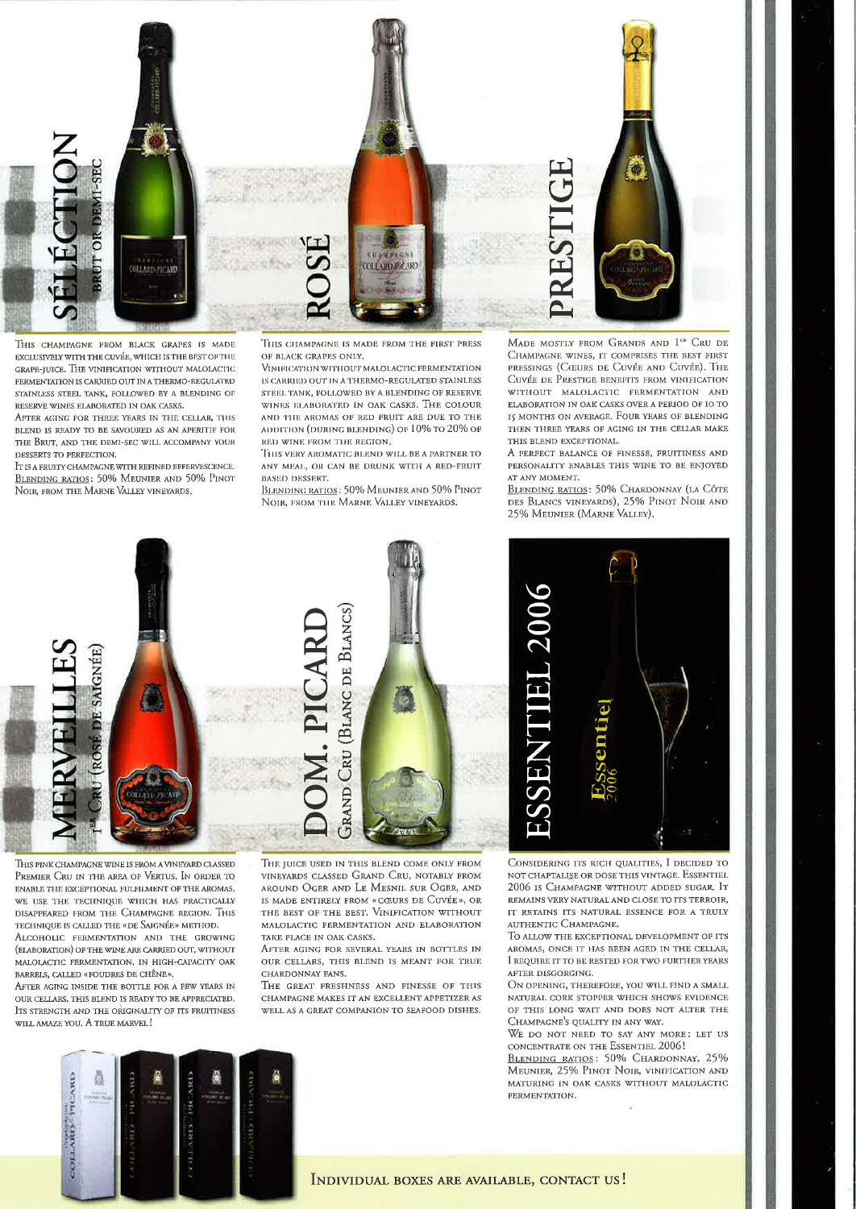## SÉLECTION
### BRUT OR DEMI-SEC

This champagne from black grapes is made exclusively with the cuvée, which is the best of the grape-juice. The vinification without malolactic fermentation is carried out in a thermo-regulated stainless steel tank, followed by a blending of reserve wines elaborated in oak casks.

After aging for three years in the cellar, this blend is ready to be savoured as an aperitif for the Brut, and the demi-sec will accompany your desserts to perfection.

It is a fruity champagne with refined effervescence.

Blending ratios: 50% Meunier and 50% Pinot Noir, from the Marne Valley vineyards.

## ROSÉ

This champagne is made from the first press of black grapes only.

Vinification without malolactic fermentation is carried out in a thermo-regulated stainless steel tank, followed by a blending of reserve wines elaborated in oak casks. The colour and the aromas of red fruit are due to the addition (during blending) of 10% to 20% of red wine from the region.

This very aromatic blend will be a partner to any meal, or can be drunk with a red-fruit based dessert.

Blending ratios: 50% Meunier and 50% Pinot Noir, from the Marne Valley vineyards.

## PRESTIGE

Made mostly from Grands and 1er Cru de Champagne wines, it comprises the best first pressings (Cœurs de Cuvée and Cuvée). The Cuvée de Prestige benefits from vinification without malolactic fermentation and elaboration in oak casks over a period of 10 to 15 months on average. Four years of blending then three years of aging in the cellar make this blend exceptional.

A perfect balance of finesse, fruitiness and personality enables this wine to be enjoyed at any moment.

Blending ratios: 50% Chardonnay (la Côte des Blancs vineyards), 25% Pinot Noir and 25% Meunier (Marne Valley).

## MERVEILLES
### 1er Cru (Rosé de Saignée)

This pink champagne wine is from a vineyard classed Premier Cru in the area of Vertus. In order to enable the exceptional fulfilment of the aromas, we use the technique which has practically disappeared from the Champagne region. This technique is called the «de Saignée» method.

Alcoholic fermentation and the growing (elaboration) of the wine are carried out, without malolactic fermentation, in high-capacity oak barrels, called «foudres de chêne».

After aging inside the bottle for a few years in our cellars, this blend is ready to be appreciated. Its strength and the originality of its fruitiness will amaze you. A true marvel!

## DOM. PICARD
### Grand Cru (Blanc de Blancs)

The juice used in this blend come only from vineyards classed Grand Cru, notably from around Oger and Le Mesnil sur Oger, and is made entirely from « cœurs de Cuvée », or the best of the best. Vinification without malolactic fermentation and elaboration take place in oak casks.

After aging for several years in bottles in our cellars, this blend is meant for true Chardonnay fans.

The great freshness and finesse of this champagne makes it an excellent appetizer as well as a great companion to seafood dishes.

## ESSENTIEL 2006

Considering its rich qualities, I decided to not chaptalise or dose this vintage. Essentiel 2006 is Champagne without added sugar. It remains very natural and close to its terroir, it retains its natural essence for a truly authentic Champagne.

To allow the exceptional development of its aromas, once it has been aged in the cellar, I require it to be rested for two further years after disgorging.

On opening, therefore, you will find a small natural cork stopper which shows evidence of this long wait and does not alter the Champagne's quality in any way.

We do not need to say any more: let us concentrate on the Essentiel 2006!

Blending ratios: 50% Chardonnay, 25% Meunier, 25% Pinot Noir, vinification and maturing in oak casks without malolactic fermentation.

**Individual boxes are available, contact us!**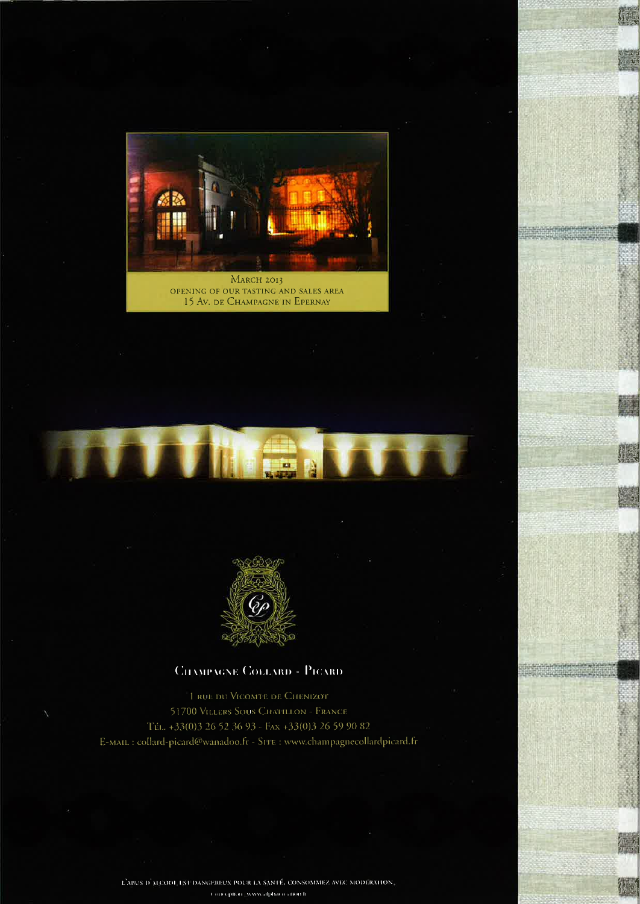March 2013
Opening of our tasting and sales area
15 Av. de Champagne in Epernay

## Champagne Collard - Picard

1 rue du Vicomte de Chenizot
51700 Villers Sous Chatillon - France
Tél. +33(0)3 26 52 36 93 - Fax +33(0)3 26 59 90 82
E-mail : collard-picard@wanadoo.fr - Site : www.champagnecollardpicard.fr

L'abus d'alcool est dangereux pour la santé, consommez avec modération.